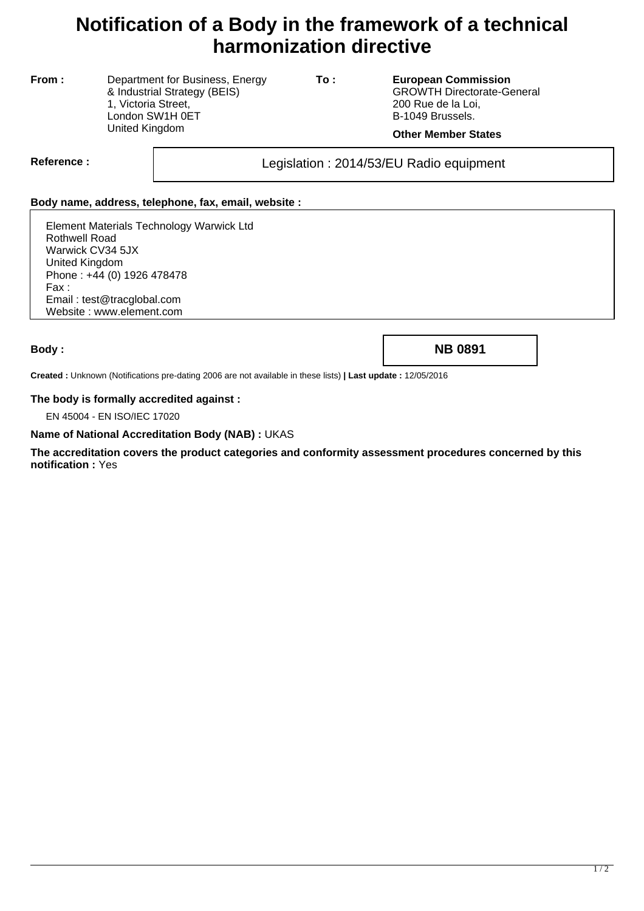# Notification of a Body in the framework of a technical harmonization directive

**From :**

Department for Business, Energy & Industrial Strategy (BEIS)
1, Victoria Street,
London SW1H 0ET
United Kingdom

**To :**

**European Commission**
GROWTH Directorate-General
200 Rue de la Loi,
B-1049 Brussels.

**Other Member States**

**Reference :** Legislation : 2014/53/EU Radio equipment

**Body name, address, telephone, fax, email, website :**

Element Materials Technology Warwick Ltd
Rothwell Road
Warwick CV34 5JX
United Kingdom
Phone : +44 (0) 1926 478478
Fax :
Email : test@tracglobal.com
Website : www.element.com

**Body :** **NB 0891**

**Created :** Unknown (Notifications pre-dating 2006 are not available in these lists) **| Last update :** 12/05/2016

**The body is formally accredited against :**

EN 45004 - EN ISO/IEC 17020

**Name of National Accreditation Body (NAB) :** UKAS

**The accreditation covers the product categories and conformity assessment procedures concerned by this notification :** Yes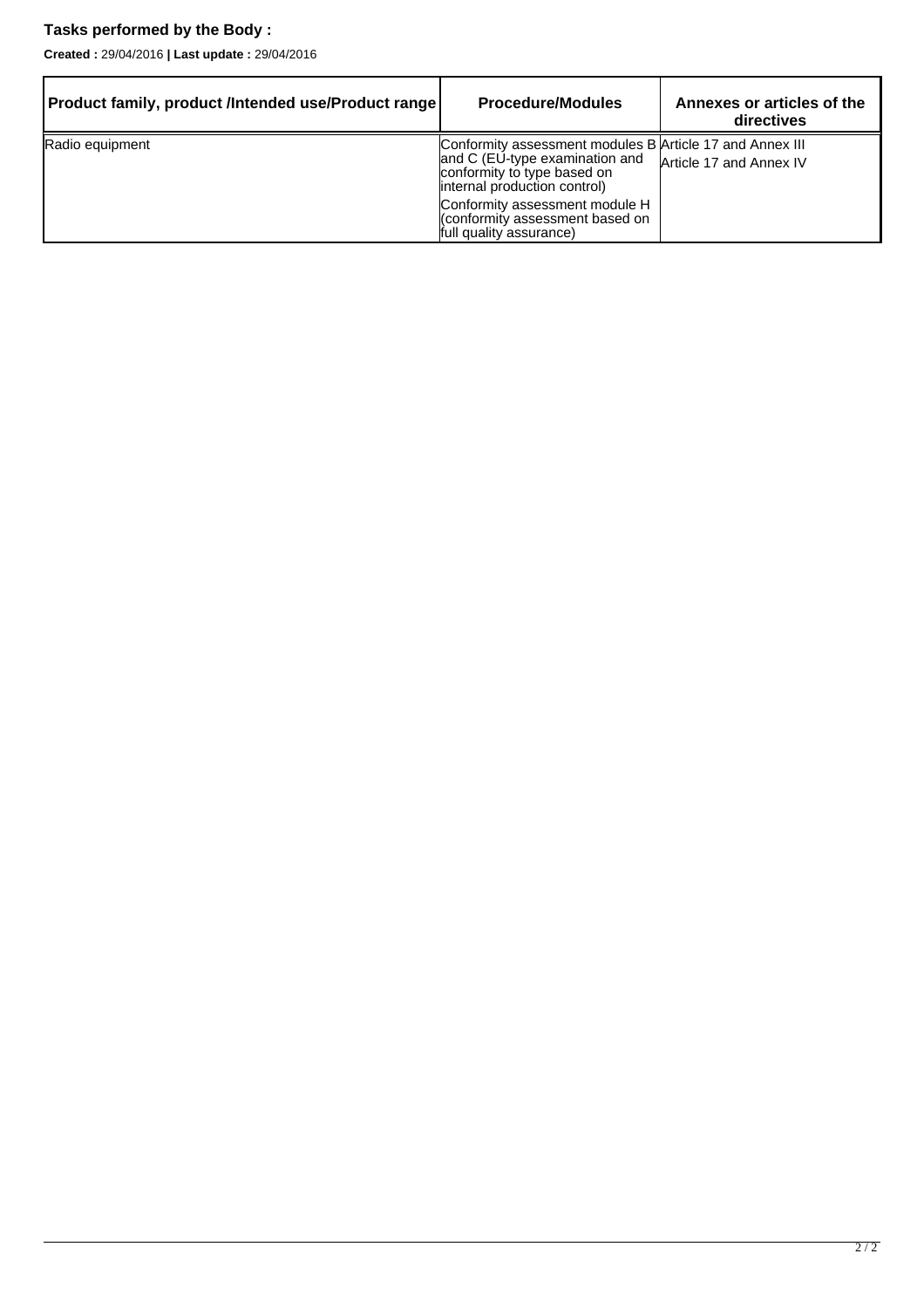**Tasks performed by the Body :**

**Created :** 29/04/2016 **| Last update :** 29/04/2016

| Product family, product /Intended use/Product range | Procedure/Modules | Annexes or articles of the directives |
|---|---|---|
| Radio equipment | Conformity assessment modules B and C (EU-type examination and conformity to type based on internal production control) | Article 17 and Annex III |
| | Conformity assessment module H (conformity assessment based on full quality assurance) | Article 17 and Annex IV |